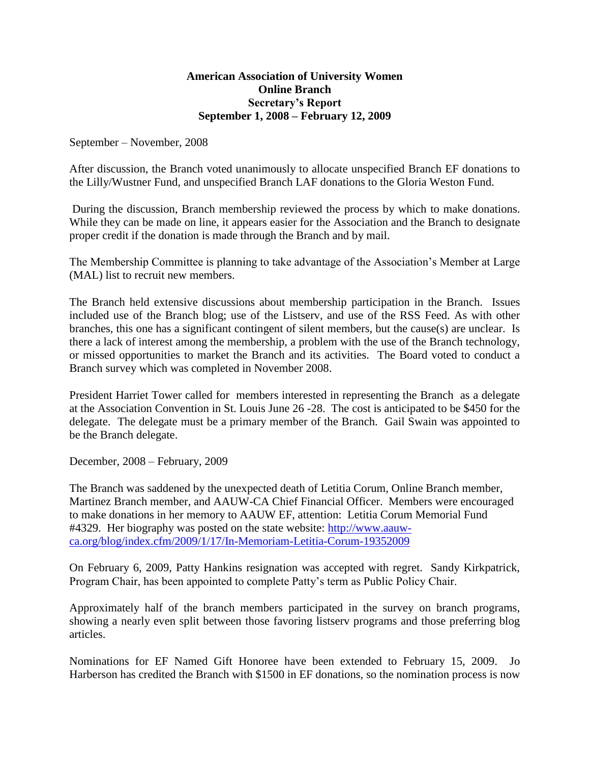**American Association of University Women**
**Online Branch**
**Secretary's Report**
**September 1, 2008 – February 12, 2009**

September – November, 2008

After discussion, the Branch voted unanimously to allocate unspecified Branch EF donations to the Lilly/Wustner Fund, and unspecified Branch LAF donations to the Gloria Weston Fund.

During the discussion, Branch membership reviewed the process by which to make donations. While they can be made on line, it appears easier for the Association and the Branch to designate proper credit if the donation is made through the Branch and by mail.

The Membership Committee is planning to take advantage of the Association's Member at Large (MAL) list to recruit new members.

The Branch held extensive discussions about membership participation in the Branch. Issues included use of the Branch blog; use of the Listserv, and use of the RSS Feed. As with other branches, this one has a significant contingent of silent members, but the cause(s) are unclear. Is there a lack of interest among the membership, a problem with the use of the Branch technology, or missed opportunities to market the Branch and its activities. The Board voted to conduct a Branch survey which was completed in November 2008.

President Harriet Tower called for members interested in representing the Branch as a delegate at the Association Convention in St. Louis June 26 -28. The cost is anticipated to be $450 for the delegate. The delegate must be a primary member of the Branch. Gail Swain was appointed to be the Branch delegate.

December, 2008 – February, 2009

The Branch was saddened by the unexpected death of Letitia Corum, Online Branch member, Martinez Branch member, and AAUW-CA Chief Financial Officer. Members were encouraged to make donations in her memory to AAUW EF, attention: Letitia Corum Memorial Fund #4329. Her biography was posted on the state website: [http://www.aauw-ca.org/blog/index.cfm/2009/1/17/In-Memoriam-Letitia-Corum-19352009](http://www.aauw-ca.org/blog/index.cfm/2009/1/17/In-Memoriam-Letitia-Corum-19352009)

On February 6, 2009, Patty Hankins resignation was accepted with regret. Sandy Kirkpatrick, Program Chair, has been appointed to complete Patty's term as Public Policy Chair.

Approximately half of the branch members participated in the survey on branch programs, showing a nearly even split between those favoring listserv programs and those preferring blog articles.

Nominations for EF Named Gift Honoree have been extended to February 15, 2009. Jo Harberson has credited the Branch with $1500 in EF donations, so the nomination process is now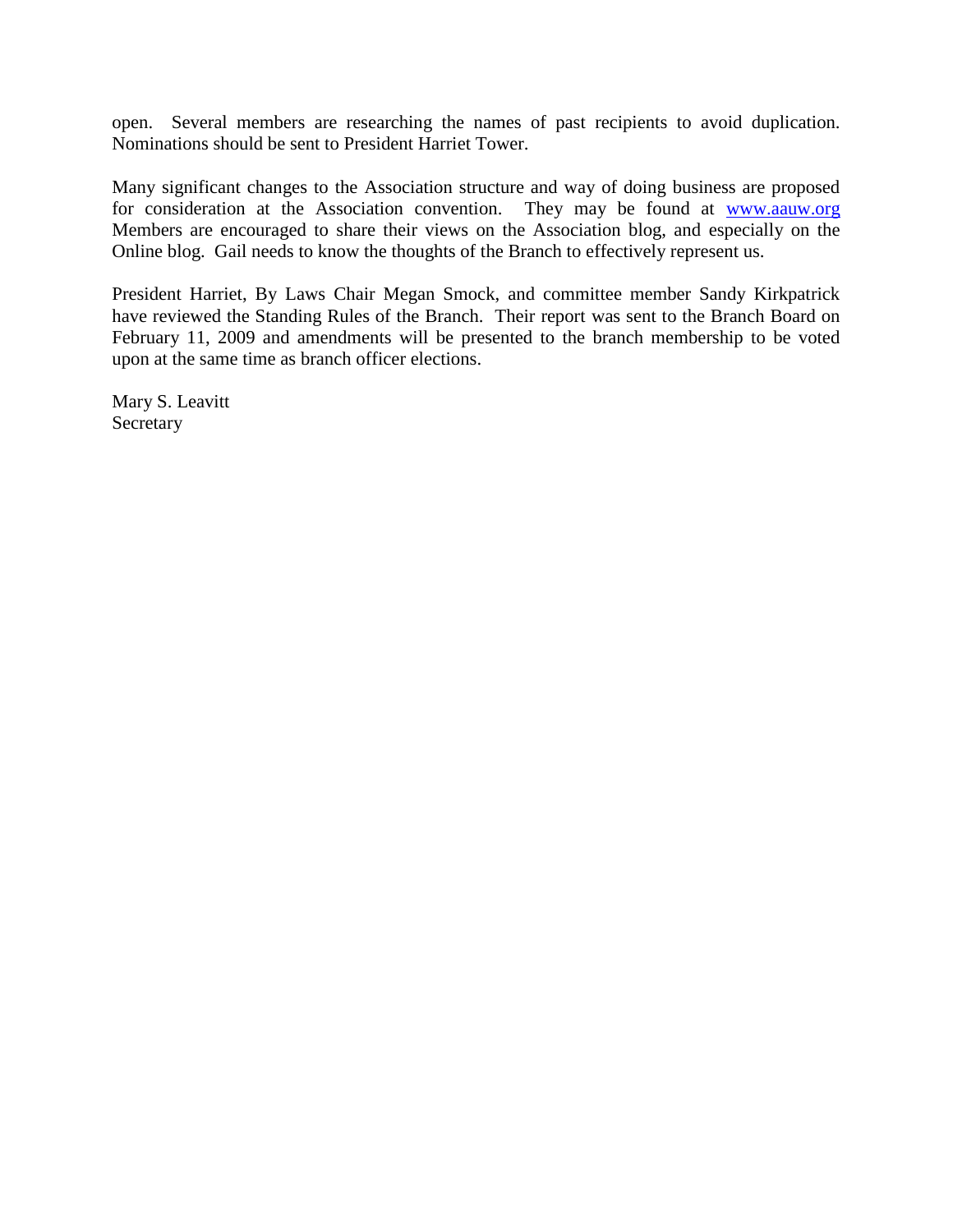open. Several members are researching the names of past recipients to avoid duplication. Nominations should be sent to President Harriet Tower.

Many significant changes to the Association structure and way of doing business are proposed for consideration at the Association convention. They may be found at [www.aauw.org](http://www.aauw.org) Members are encouraged to share their views on the Association blog, and especially on the Online blog. Gail needs to know the thoughts of the Branch to effectively represent us.

President Harriet, By Laws Chair Megan Smock, and committee member Sandy Kirkpatrick have reviewed the Standing Rules of the Branch. Their report was sent to the Branch Board on February 11, 2009 and amendments will be presented to the branch membership to be voted upon at the same time as branch officer elections.

Mary S. Leavitt
Secretary